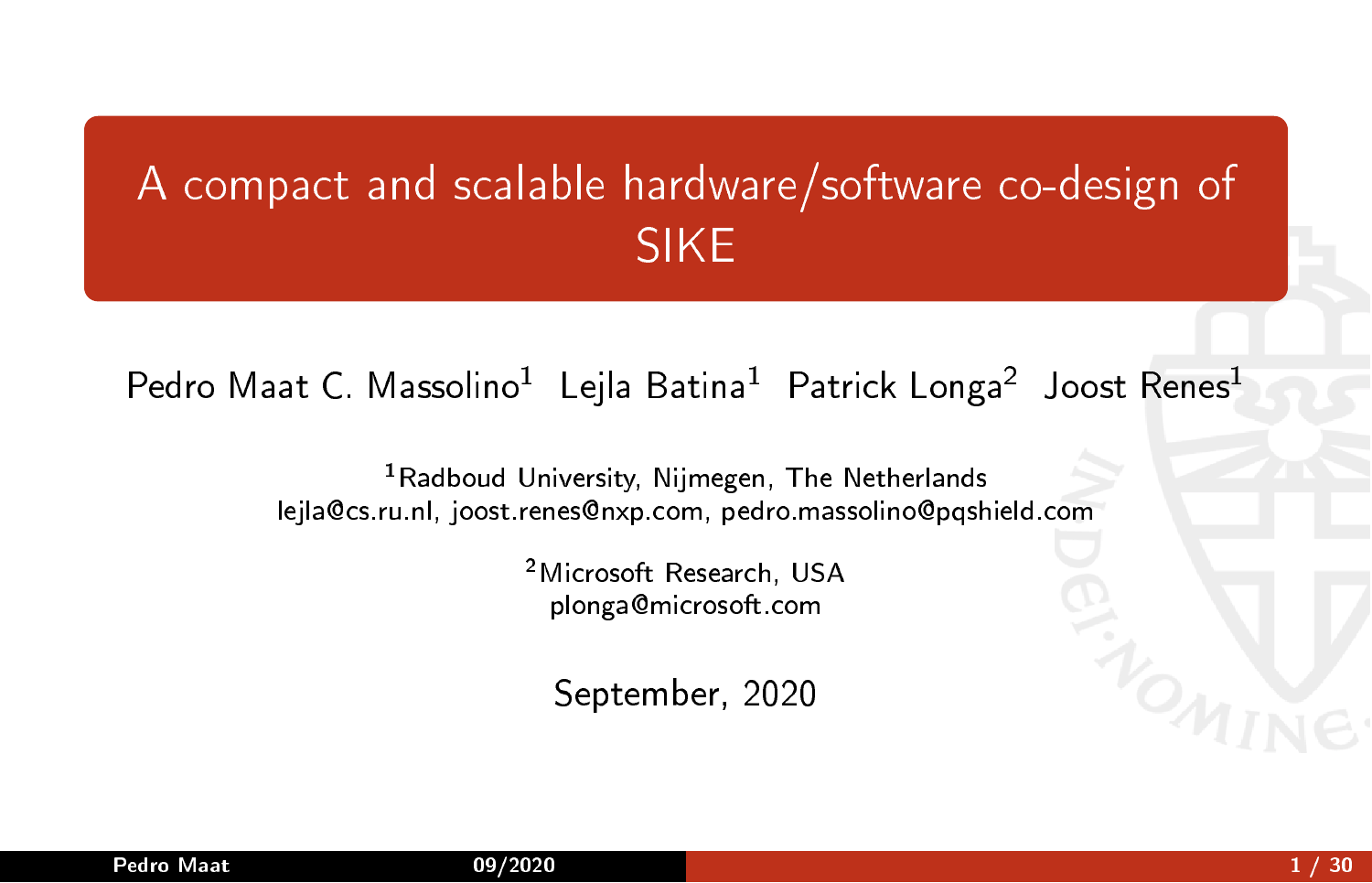# A compact and scalable hardware/software co-design of SIKE

Pedro Maat C. Massolino[1] Lejla Batina[1] Patrick Longa[2] Joost Renes[1]

[1]Radboud University, Nijmegen, The Netherlands
lejla@cs.ru.nl, joost.renes@nxp.com, pedro.massolino@pqshield.com

[2]Microsoft Research, USA
plonga@microsoft.com

September, 2020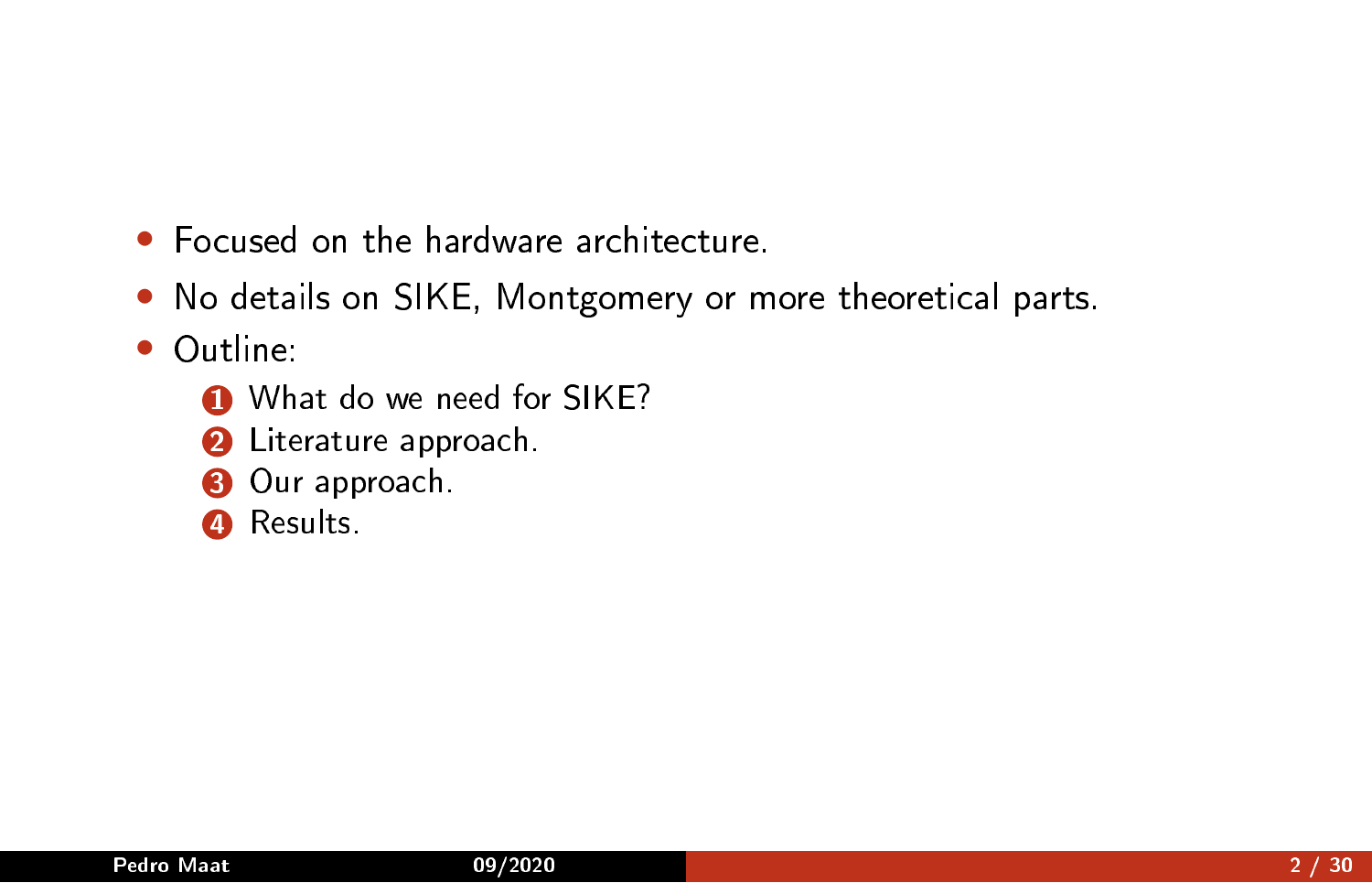- Focused on the hardware architecture.
- No details on SIKE, Montgomery or more theoretical parts.
- Outline:
  1. What do we need for SIKE?
  2. Literature approach.
  3. Our approach.
  4. Results.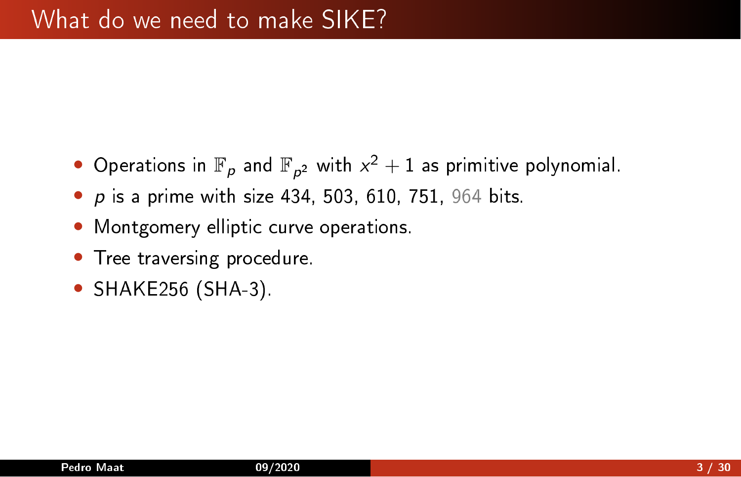# What do we need to make SIKE?

- Operations in $\mathbb{F}_p$ and $\mathbb{F}_{p^2}$ with $x^2 + 1$ as primitive polynomial.
- $p$ is a prime with size 434, 503, 610, 751, 964 bits.
- Montgomery elliptic curve operations.
- Tree traversing procedure.
- SHAKE256 (SHA-3).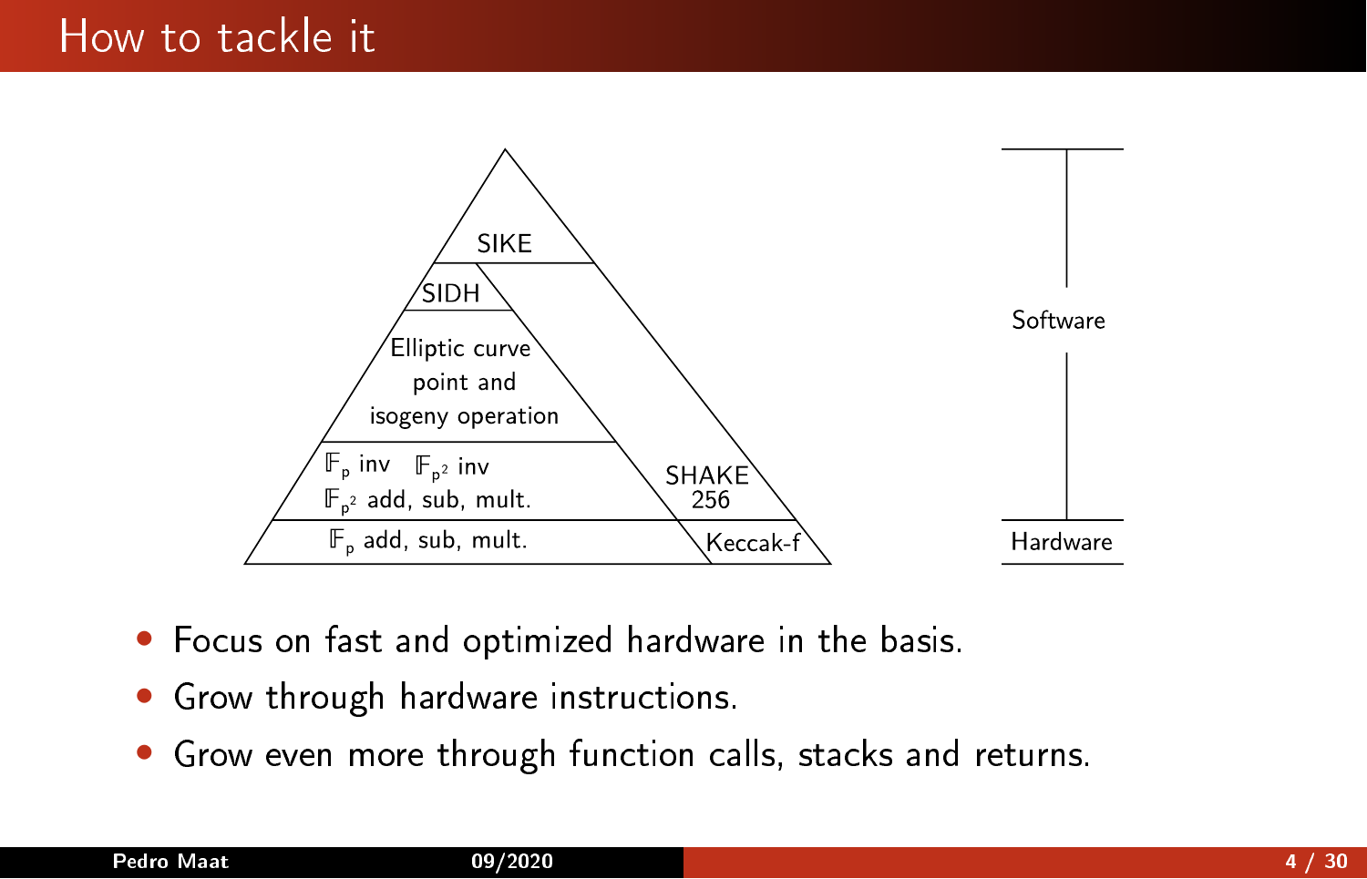# How to tackle it

SIKE

SIDH

Elliptic curve point and isogeny operation

$\mathbb{F}_p$ inv $\mathbb{F}_{p^2}$ inv

$\mathbb{F}_{p^2}$ add, sub, mult.

$\mathbb{F}_p$ add, sub, mult.

SHAKE 256

Keccak-f

Software

Hardware

- Focus on fast and optimized hardware in the basis.
- Grow through hardware instructions.
- Grow even more through function calls, stacks and returns.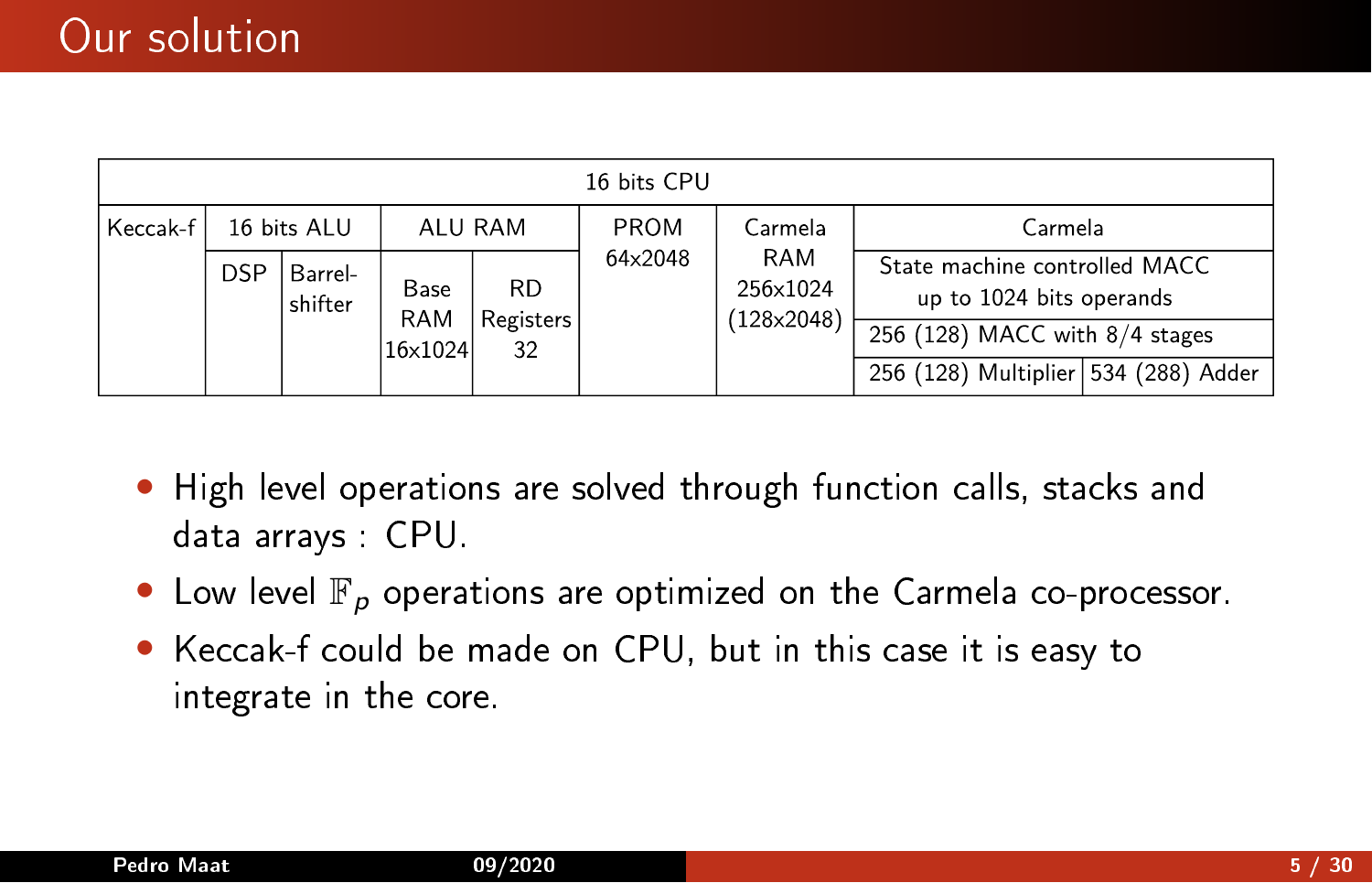# Our solution

| 16 bits CPU | | | | | | | | |
|---|---|---|---|---|---|---|---|---|
| Keccak-f | 16 bits ALU | | ALU RAM | | PROM 64x2048 | Carmela RAM 256x1024 (128x2048) | Carmela | |
| | DSP | Barrel-shifter | Base RAM 16x1024 | RD Registers 32 | | | State machine controlled MACC up to 1024 bits operands | |
| | | | | | | | 256 (128) MACC with 8/4 stages | |
| | | | | | | | 256 (128) Multiplier | 534 (288) Adder |

- High level operations are solved through function calls, stacks and data arrays : CPU.
- Low level $\mathbb{F}_p$ operations are optimized on the Carmela co-processor.
- Keccak-f could be made on CPU, but in this case it is easy to integrate in the core.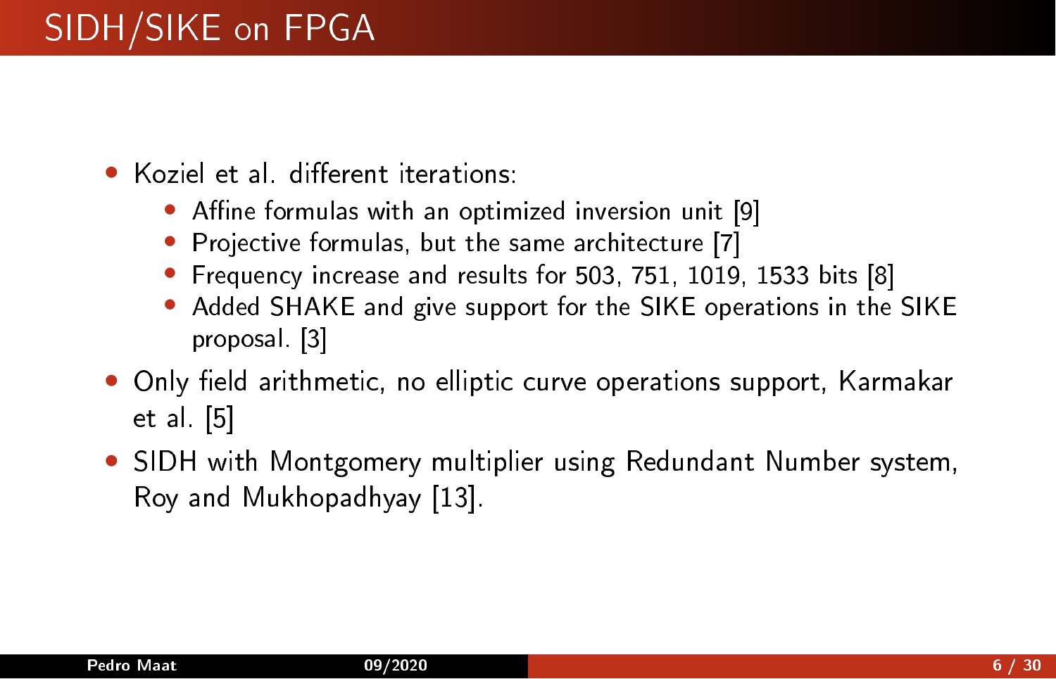# SIDH/SIKE on FPGA

- Koziel et al. different iterations:
  - Affine formulas with an optimized inversion unit [9]
  - Projective formulas, but the same architecture [7]
  - Frequency increase and results for 503, 751, 1019, 1533 bits [8]
  - Added SHAKE and give support for the SIKE operations in the SIKE proposal. [3]
- Only field arithmetic, no elliptic curve operations support, Karmakar et al. [5]
- SIDH with Montgomery multiplier using Redundant Number system, Roy and Mukhopadhyay [13].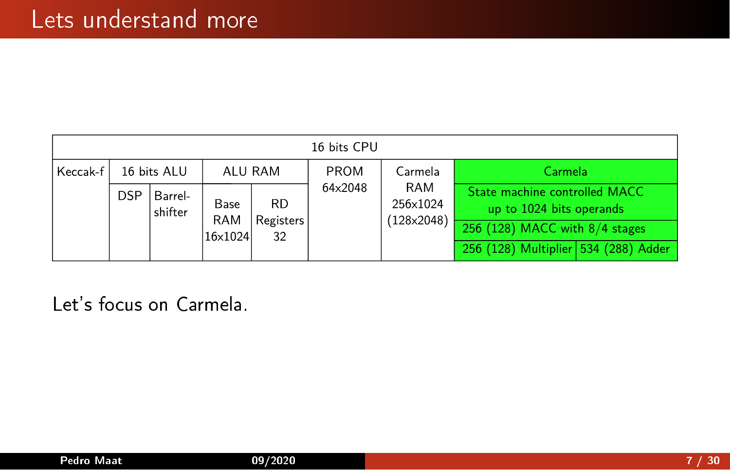# Lets understand more

| 16 bits CPU | | | | | | | | |
|---|---|---|---|---|---|---|---|---|
| Keccak-f | 16 bits ALU | | ALU RAM | | PROM 64x2048 | Carmela RAM 256x1024 (128x2048) | Carmela | |
| | DSP | Barrel-shifter | Base RAM 16x1024 | RD Registers 32 | | | State machine controlled MACC up to 1024 bits operands | |
| | | | | | | | 256 (128) MACC with 8/4 stages | |
| | | | | | | | 256 (128) Multiplier | 534 (288) Adder |

Let's focus on Carmela.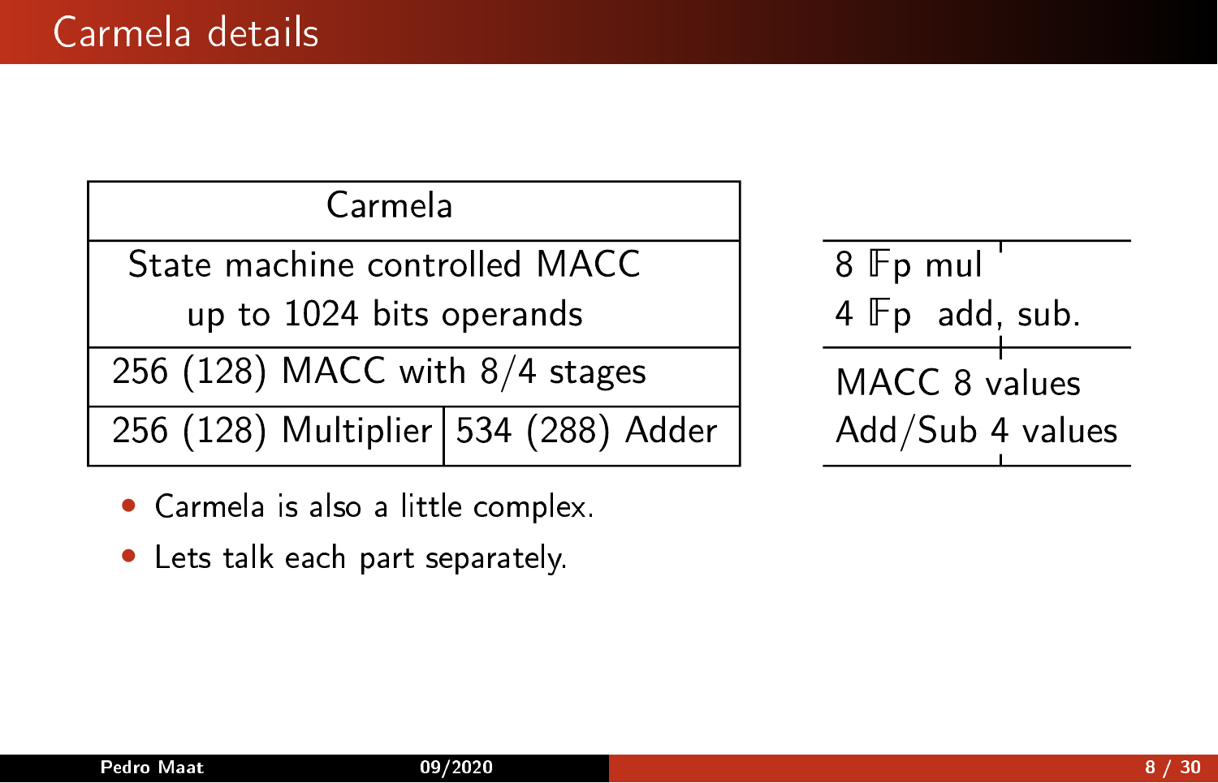# Carmela details

| Carmela | |
|---|---|
| State machine controlled MACC up to 1024 bits operands | |
| 256 (128) MACC with 8/4 stages | |
| 256 (128) Multiplier | 534 (288) Adder |

| | |
|---|---|
| 8 $\mathbb{F}$p mul | |
| 4 $\mathbb{F}$p add, sub. | |
| MACC 8 values | |
| Add/Sub 4 values | |

- Carmela is also a little complex.
- Lets talk each part separately.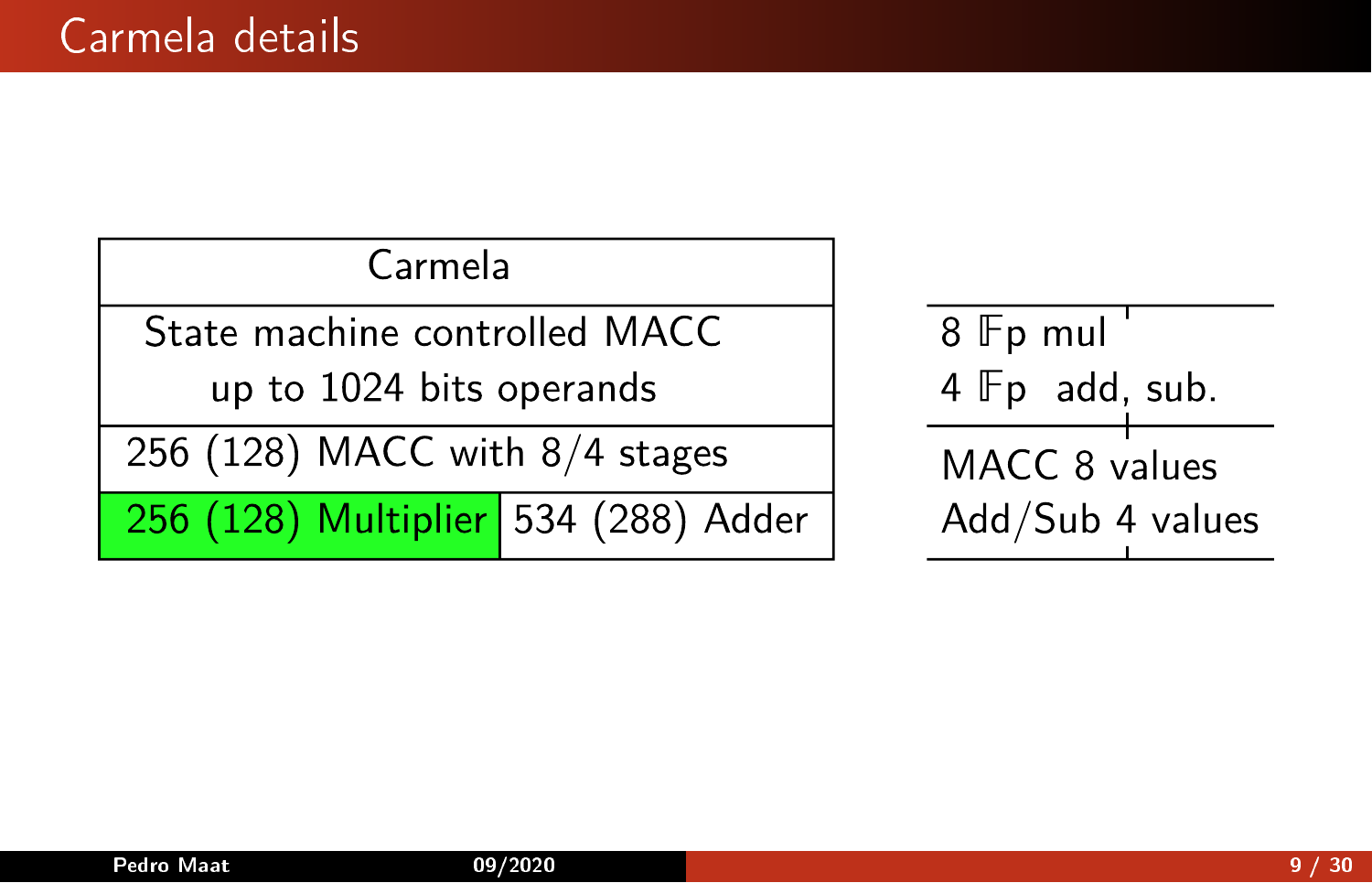# Carmela details

| Carmela | |
|---|---|
| State machine controlled MACC<br>up to 1024 bits operands | |
| 256 (128) MACC with 8/4 stages | |
| 256 (128) Multiplier | 534 (288) Adder |

| | |
|---|---|
| 8 $\mathbb{F}p$ mul<br>4 $\mathbb{F}p$ add, sub. | |
| MACC 8 values<br>Add/Sub 4 values | |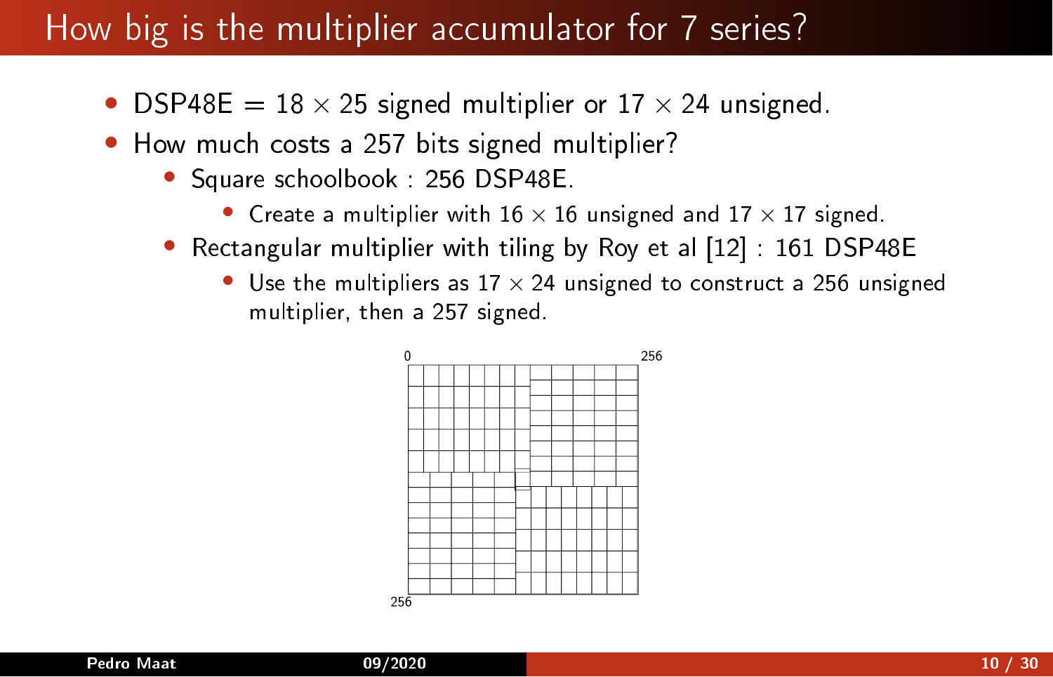# How big is the multiplier accumulator for 7 series?

- DSP48E = $18 \times 25$ signed multiplier or $17 \times 24$ unsigned.
- How much costs a 257 bits signed multiplier?
  - Square schoolbook : 256 DSP48E.
    - Create a multiplier with $16 \times 16$ unsigned and $17 \times 17$ signed.
  - Rectangular multiplier with tiling by Roy et al [12] : 161 DSP48E
    - Use the multipliers as $17 \times 24$ unsigned to construct a 256 unsigned multiplier, then a 257 signed.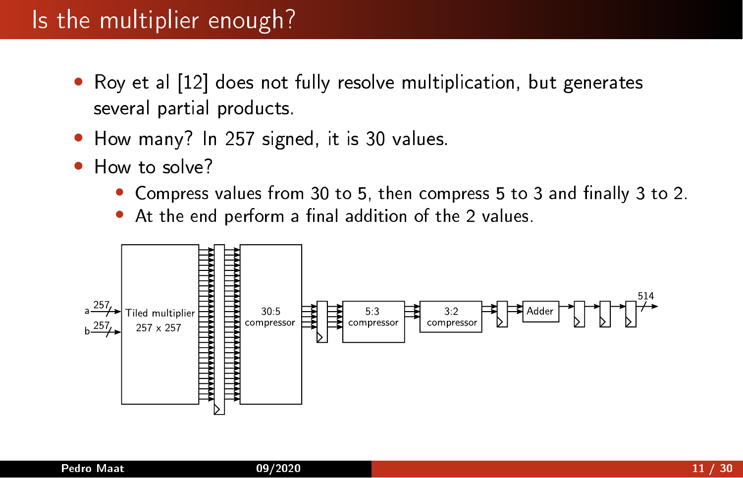# Is the multiplier enough?

- Roy et al [12] does not fully resolve multiplication, but generates several partial products.
- How many? In 257 signed, it is 30 values.
- How to solve?
  - Compress values from 30 to 5, then compress 5 to 3 and finally 3 to 2.
  - At the end perform a final addition of the 2 values.

a 257, b 257 → Tiled multiplier 257 x 257 → 30:5 compressor → 5:3 compressor → 3:2 compressor → Adder → 514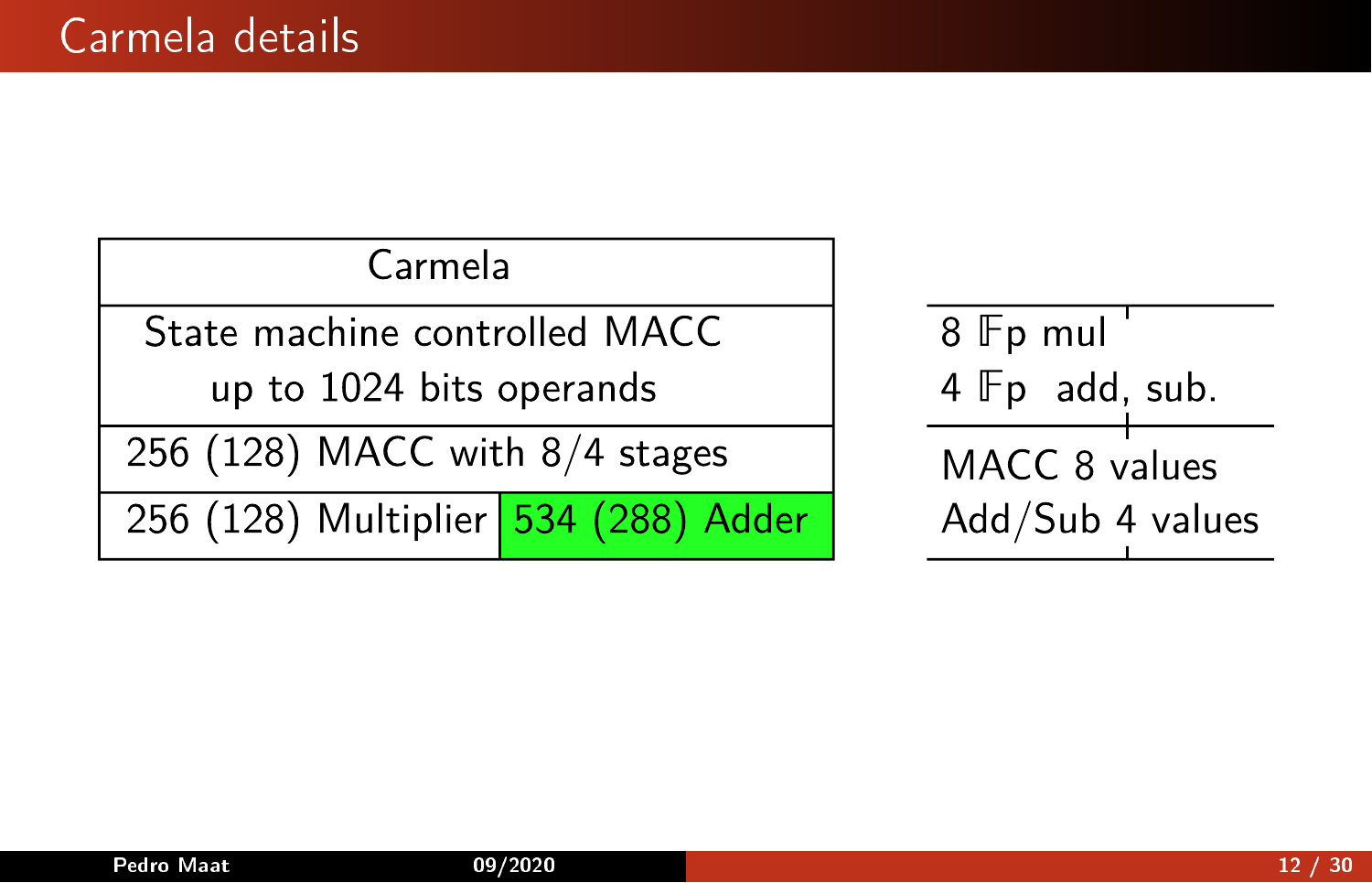# Carmela details

| Carmela | |
|---|---|
| State machine controlled MACC up to 1024 bits operands | |
| 256 (128) MACC with 8/4 stages | |
| 256 (128) Multiplier | 534 (288) Adder |

| | |
|---|---|
| 8 $\mathbb{F}$p mul<br>4 $\mathbb{F}$p add, sub. | |
| MACC 8 values<br>Add/Sub 4 values | |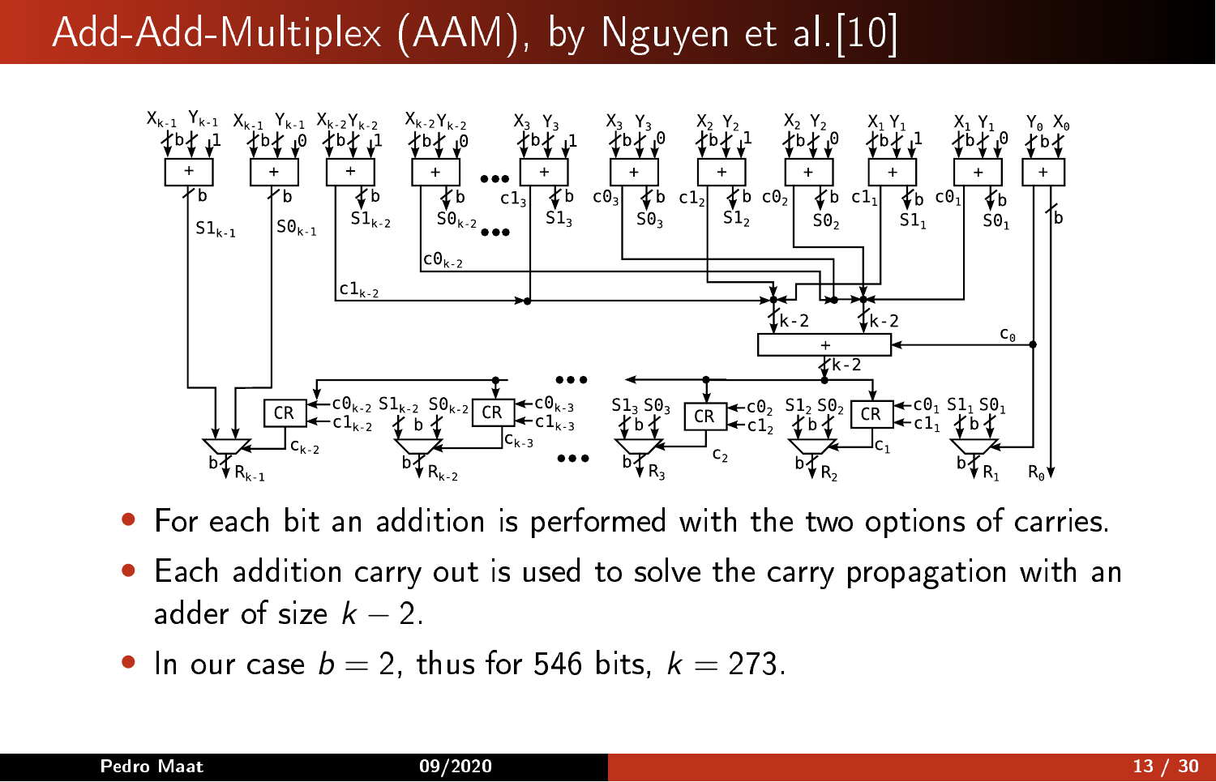# Add-Add-Multiplex (AAM), by Nguyen et al.[10]

- For each bit an addition is performed with the two options of carries.
- Each addition carry out is used to solve the carry propagation with an adder of size $k-2$.
- In our case $b=2$, thus for 546 bits, $k=273$.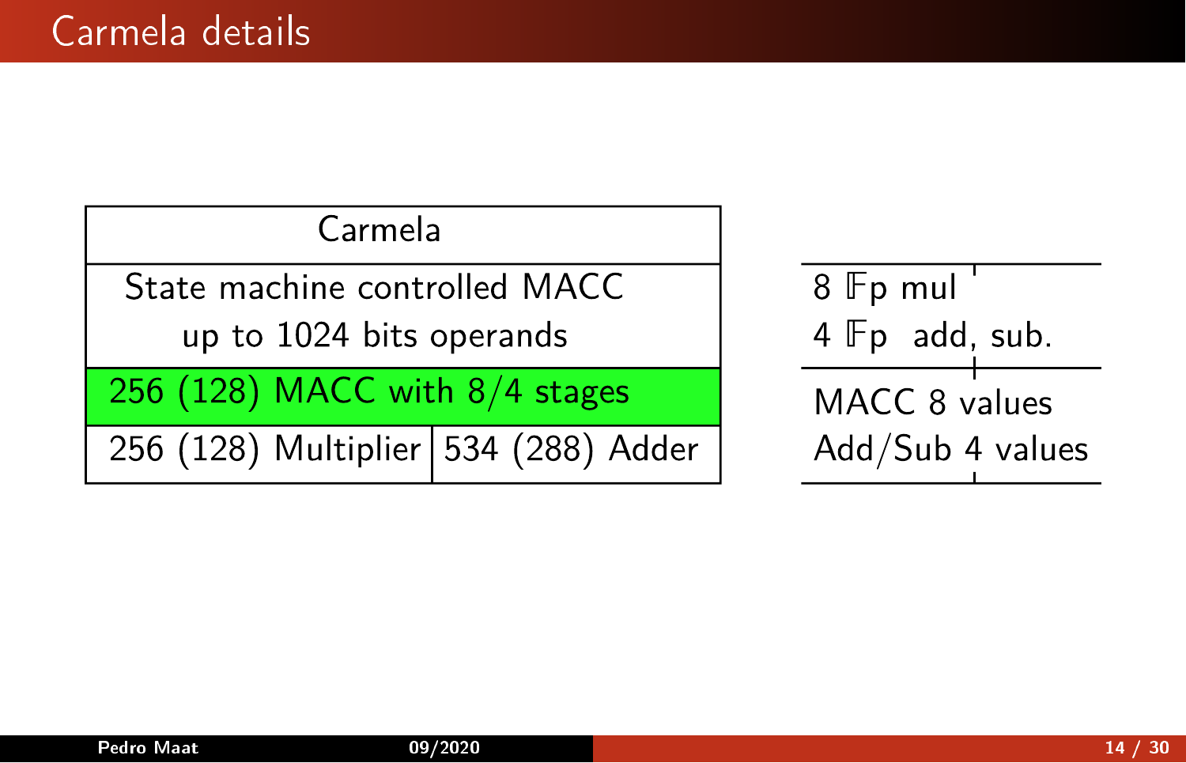# Carmela details

| Carmela | |
|---|---|
| State machine controlled MACC up to 1024 bits operands | |
| 256 (128) MACC with 8/4 stages | |
| 256 (128) Multiplier | 534 (288) Adder |

| | |
|---|---|
| 8 $\mathbb{F}p$ mul<br>4 $\mathbb{F}p$ add, sub. | |
| MACC 8 values<br>Add/Sub 4 values | |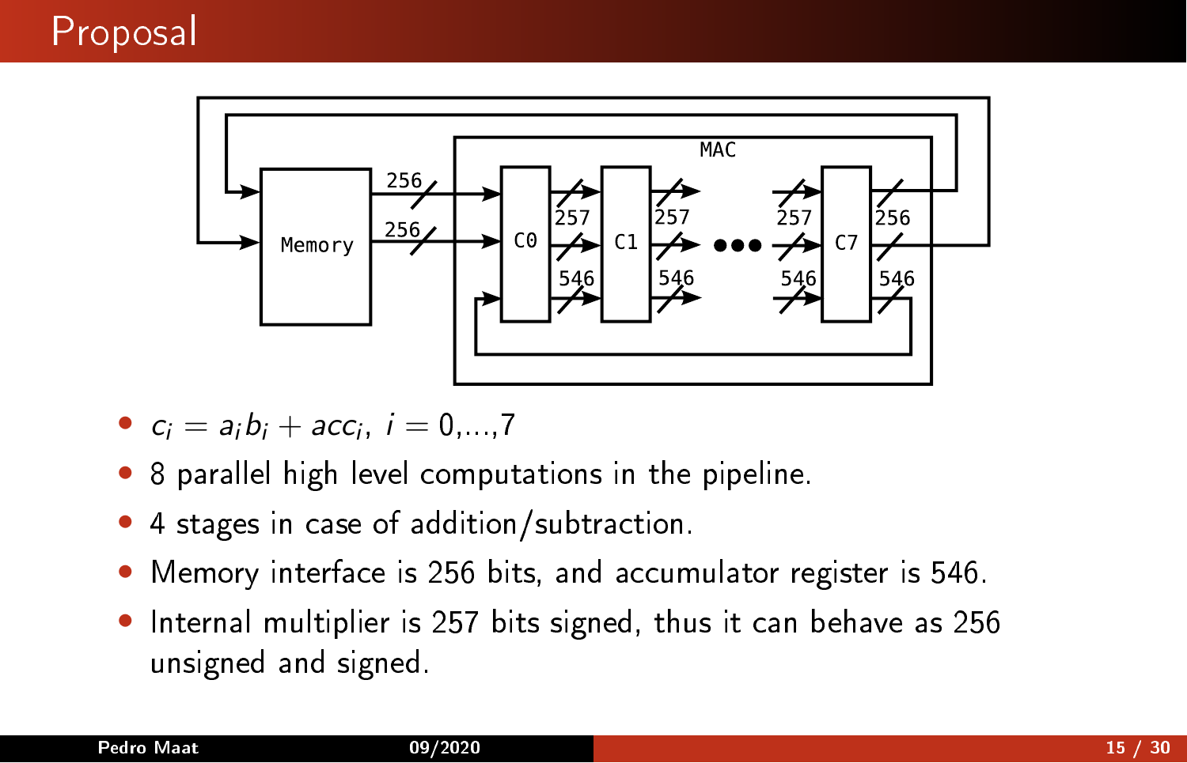# Proposal

- $c_i = a_i b_i + acc_i,\ i = 0,\ldots,7$
- 8 parallel high level computations in the pipeline.
- 4 stages in case of addition/subtraction.
- Memory interface is 256 bits, and accumulator register is 546.
- Internal multiplier is 257 bits signed, thus it can behave as 256 unsigned and signed.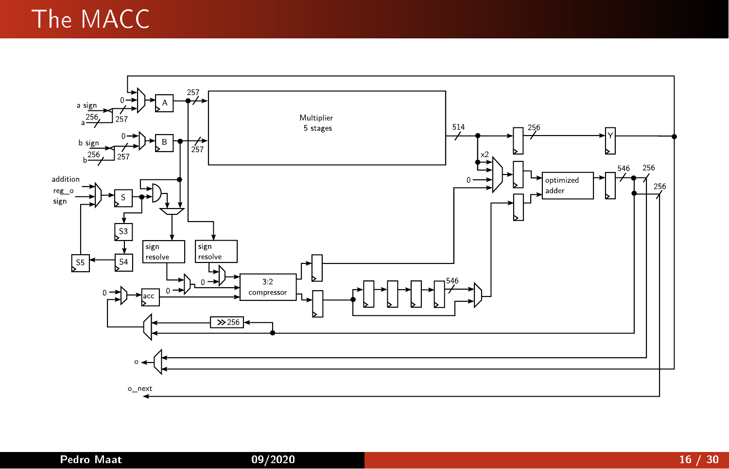# The MACC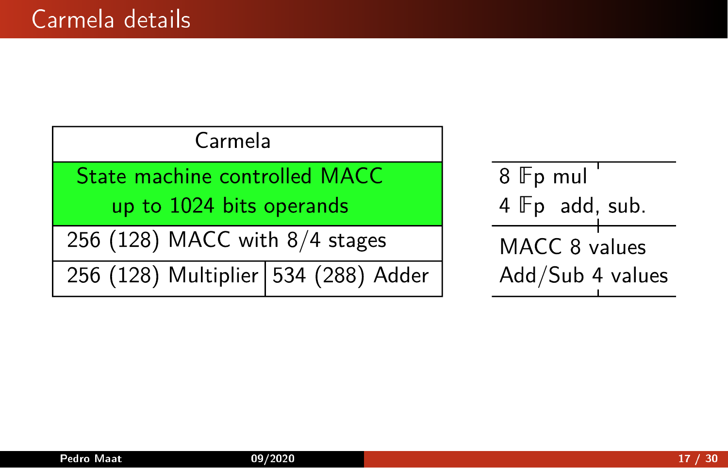# Carmela details

| Carmela | |
|---|---|
| State machine controlled MACC up to 1024 bits operands | |
| 256 (128) MACC with 8/4 stages | |
| 256 (128) Multiplier | 534 (288) Adder |

| | |
|---|---|
| 8 $\mathbb{F}$p mul<br>4 $\mathbb{F}$p add, sub. | |
| MACC 8 values<br>Add/Sub 4 values | |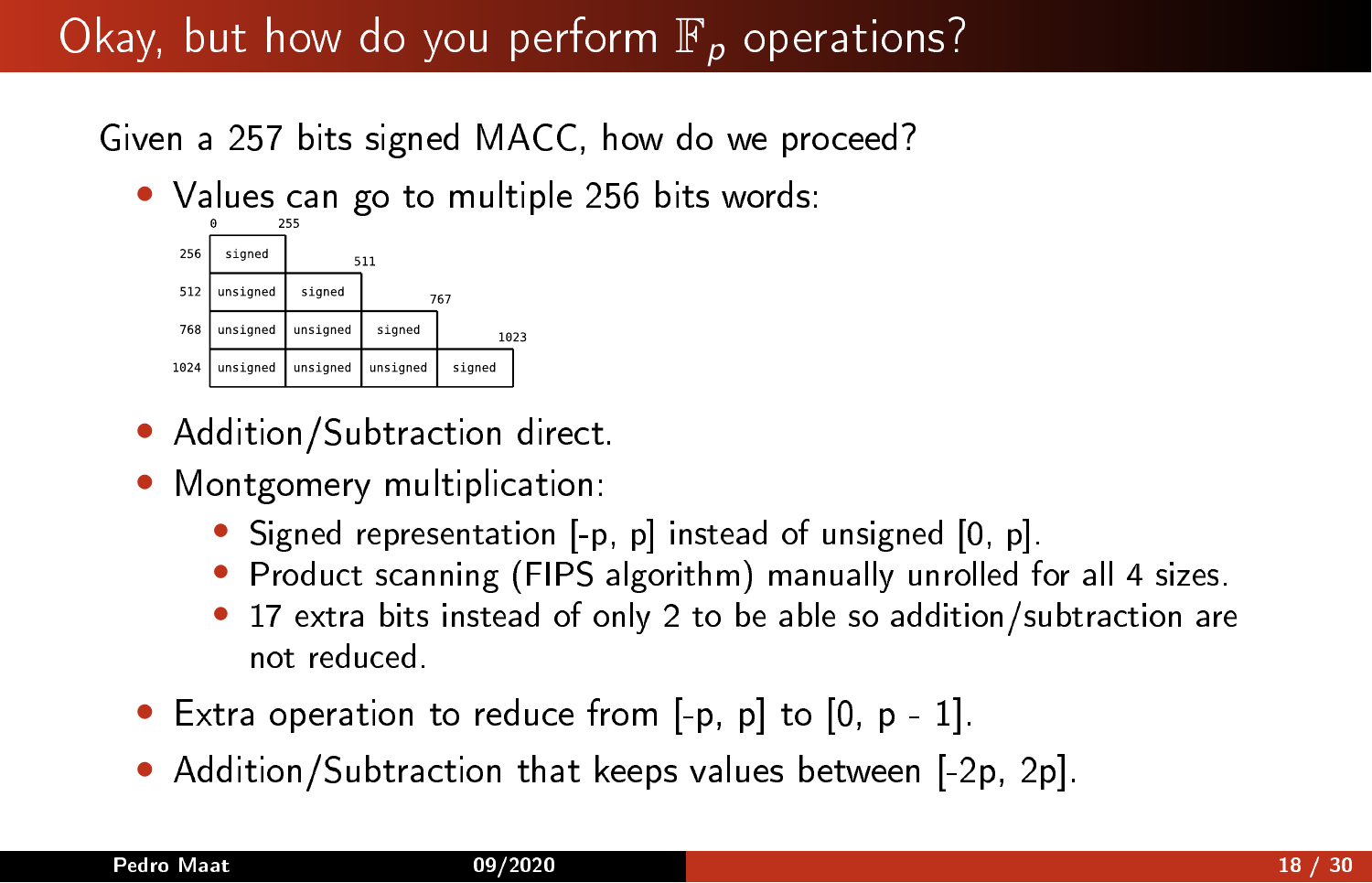# Okay, but how do you perform $\mathbb{F}_p$ operations?

Given a 257 bits signed MACC, how do we proceed?

- Values can go to multiple 256 bits words:

| | 0 – 255 | 511 | 767 | 1023 |
|---|---|---|---|---|
| 256 | signed | | | |
| 512 | unsigned | signed | | |
| 768 | unsigned | unsigned | signed | |
| 1024 | unsigned | unsigned | unsigned | signed |

- Addition/Subtraction direct.
- Montgomery multiplication:
  - Signed representation [-p, p] instead of unsigned [0, p].
  - Product scanning (FIPS algorithm) manually unrolled for all 4 sizes.
  - 17 extra bits instead of only 2 to be able so addition/subtraction are not reduced.
- Extra operation to reduce from [-p, p] to [0, p - 1].
- Addition/Subtraction that keeps values between [-2p, 2p].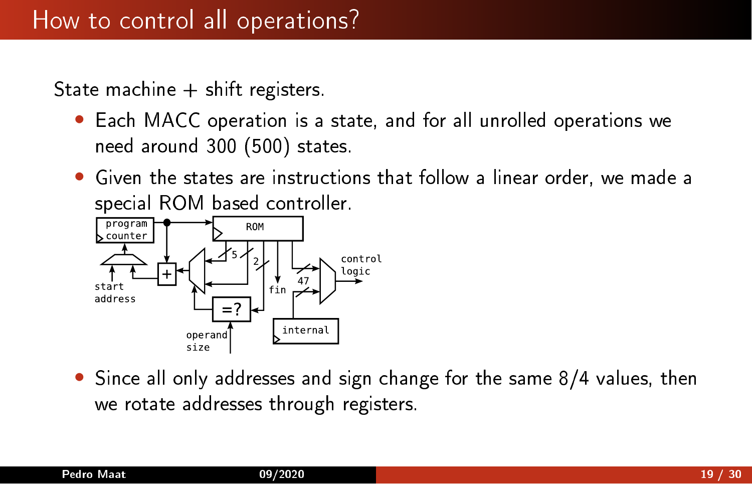# How to control all operations?

State machine + shift registers.

- Each MACC operation is a state, and for all unrolled operations we need around 300 (500) states.
- Given the states are instructions that follow a linear order, we made a special ROM based controller.
- Since all only addresses and sign change for the same 8/4 values, then we rotate addresses through registers.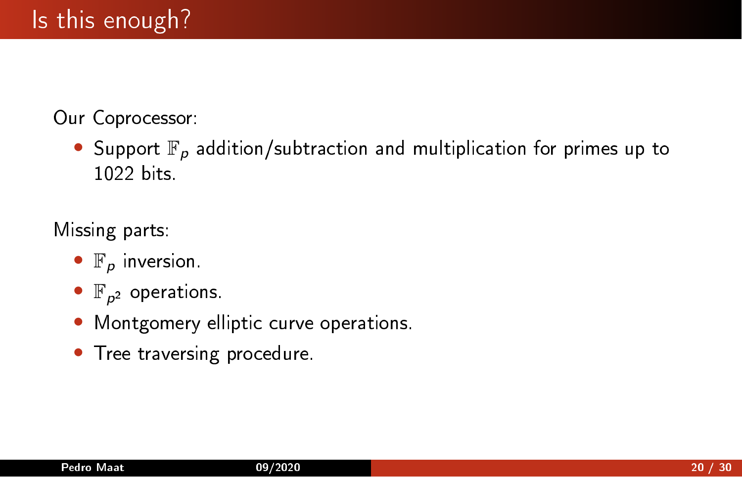# Is this enough?

Our Coprocessor:

- Support $\mathbb{F}_p$ addition/subtraction and multiplication for primes up to 1022 bits.

Missing parts:

- $\mathbb{F}_p$ inversion.
- $\mathbb{F}_{p^2}$ operations.
- Montgomery elliptic curve operations.
- Tree traversing procedure.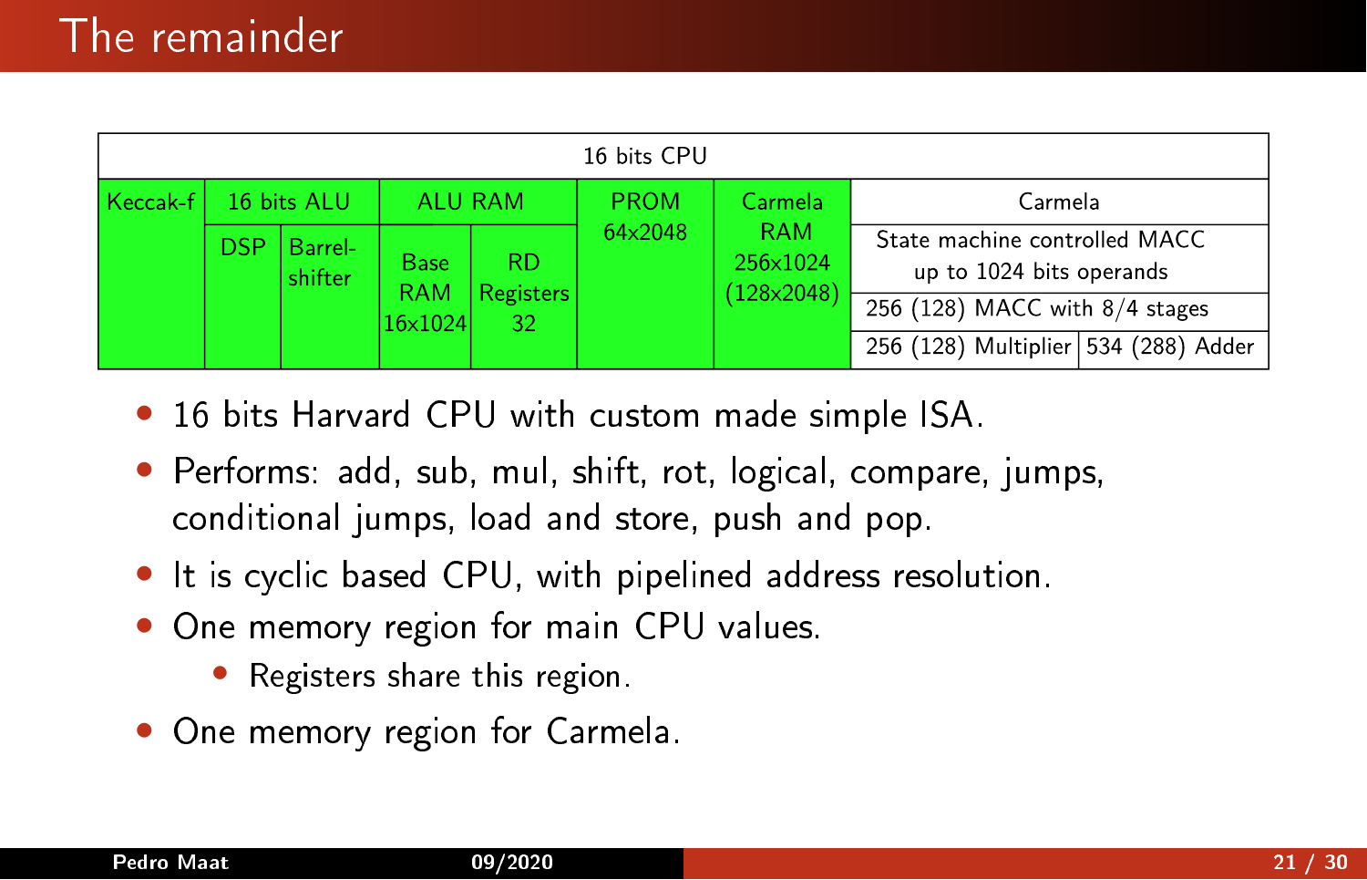# The remainder

| 16 bits CPU | | | | | | | | | |
|---|---|---|---|---|---|---|---|---|---|
| Keccak-f | 16 bits ALU | | ALU RAM | | PROM 64x2048 | Carmela RAM 256x1024 (128x2048) | Carmela | |
| | DSP | Barrel-shifter | Base RAM 16x1024 | RD Registers 32 | | | State machine controlled MACC up to 1024 bits operands | |
| | | | | | | | 256 (128) MACC with 8/4 stages | |
| | | | | | | | 256 (128) Multiplier | 534 (288) Adder |

- 16 bits Harvard CPU with custom made simple ISA.
- Performs: add, sub, mul, shift, rot, logical, compare, jumps, conditional jumps, load and store, push and pop.
- It is cyclic based CPU, with pipelined address resolution.
- One memory region for main CPU values.
  - Registers share this region.
- One memory region for Carmela.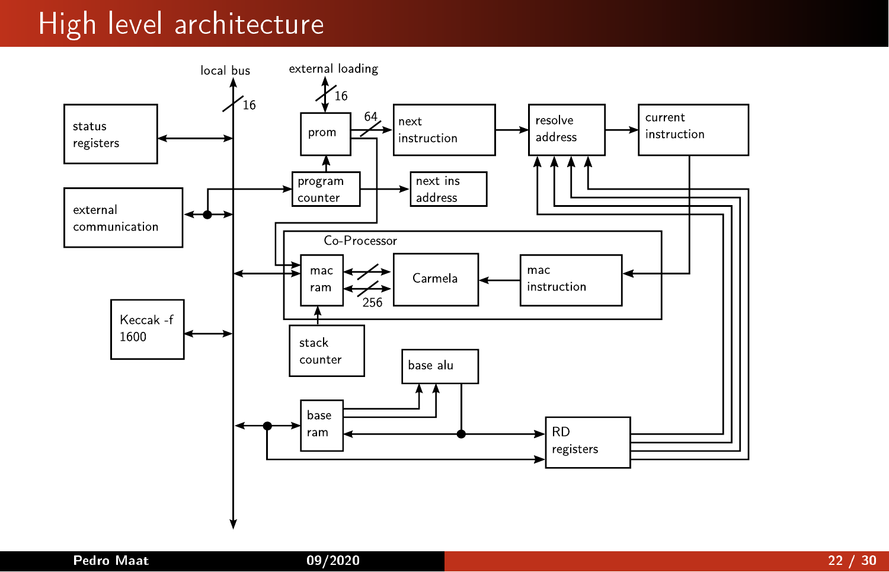# High level architecture

local bus

16

external loading

16

status registers

prom

64

next instruction

resolve address

current instruction

external communication

program counter

next ins address

Co-Processor

mac ram

Carmela

mac instruction

256

Keccak -f 1600

stack counter

base alu

base ram

RD registers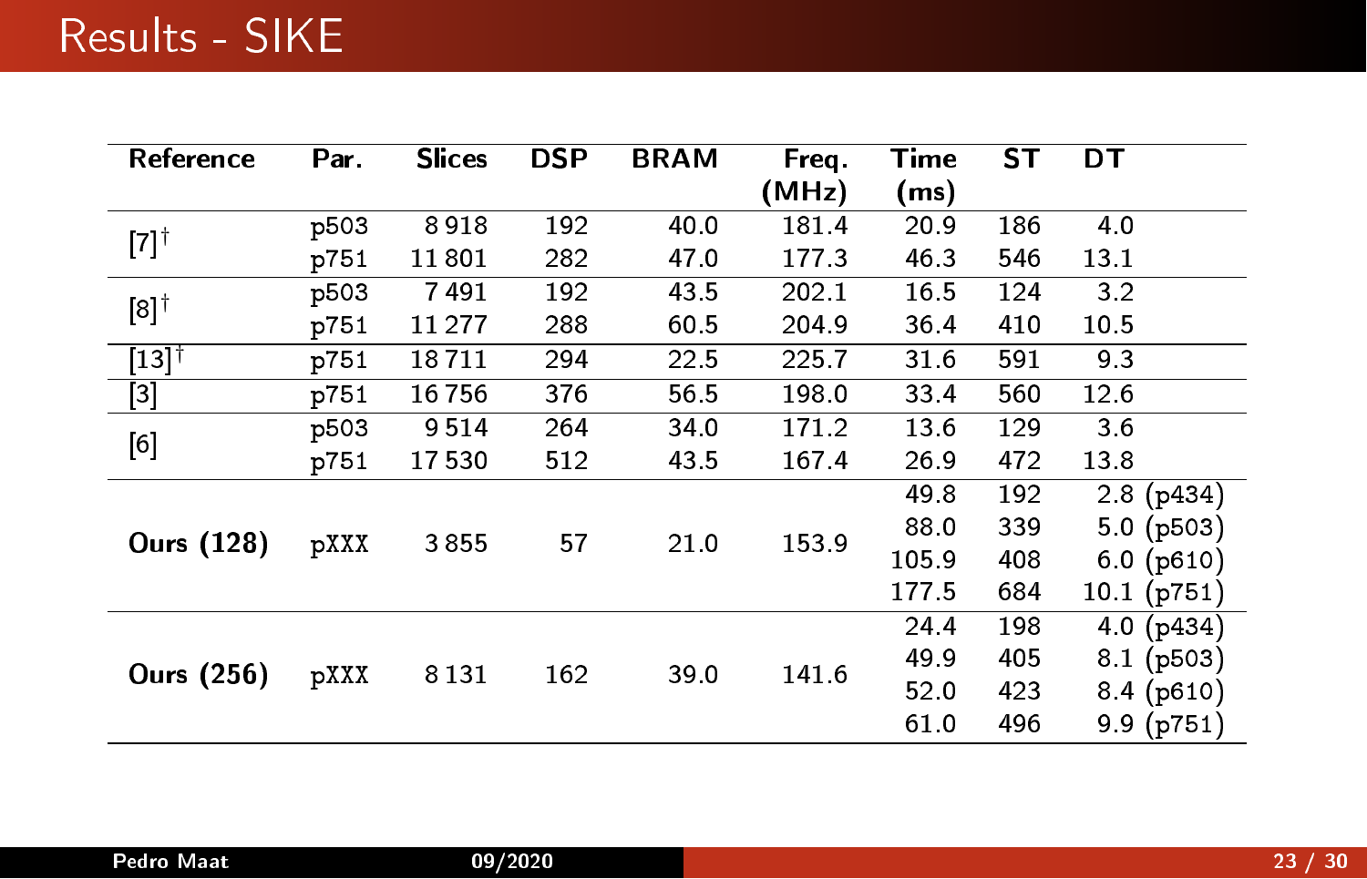# Results - SIKE

| Reference | Par. | Slices | DSP | BRAM | Freq. (MHz) | Time (ms) | ST | DT |
|---|---|---|---|---|---|---|---|---|
| [7]† | p503 | 8 918 | 192 | 40.0 | 181.4 | 20.9 | 186 | 4.0 |
| | p751 | 11 801 | 282 | 47.0 | 177.3 | 46.3 | 546 | 13.1 |
| [8]† | p503 | 7 491 | 192 | 43.5 | 202.1 | 16.5 | 124 | 3.2 |
| | p751 | 11 277 | 288 | 60.5 | 204.9 | 36.4 | 410 | 10.5 |
| [13]† | p751 | 18 711 | 294 | 22.5 | 225.7 | 31.6 | 591 | 9.3 |
| [3] | p751 | 16 756 | 376 | 56.5 | 198.0 | 33.4 | 560 | 12.6 |
| [6] | p503 | 9 514 | 264 | 34.0 | 171.2 | 13.6 | 129 | 3.6 |
| | p751 | 17 530 | 512 | 43.5 | 167.4 | 26.9 | 472 | 13.8 |
| **Ours (128)** | pXXX | 3 855 | 57 | 21.0 | 153.9 | 49.8 | 192 | 2.8 (p434) |
| | | | | | | 88.0 | 339 | 5.0 (p503) |
| | | | | | | 105.9 | 408 | 6.0 (p610) |
| | | | | | | 177.5 | 684 | 10.1 (p751) |
| **Ours (256)** | pXXX | 8 131 | 162 | 39.0 | 141.6 | 24.4 | 198 | 4.0 (p434) |
| | | | | | | 49.9 | 405 | 8.1 (p503) |
| | | | | | | 52.0 | 423 | 8.4 (p610) |
| | | | | | | 61.0 | 496 | 9.9 (p751) |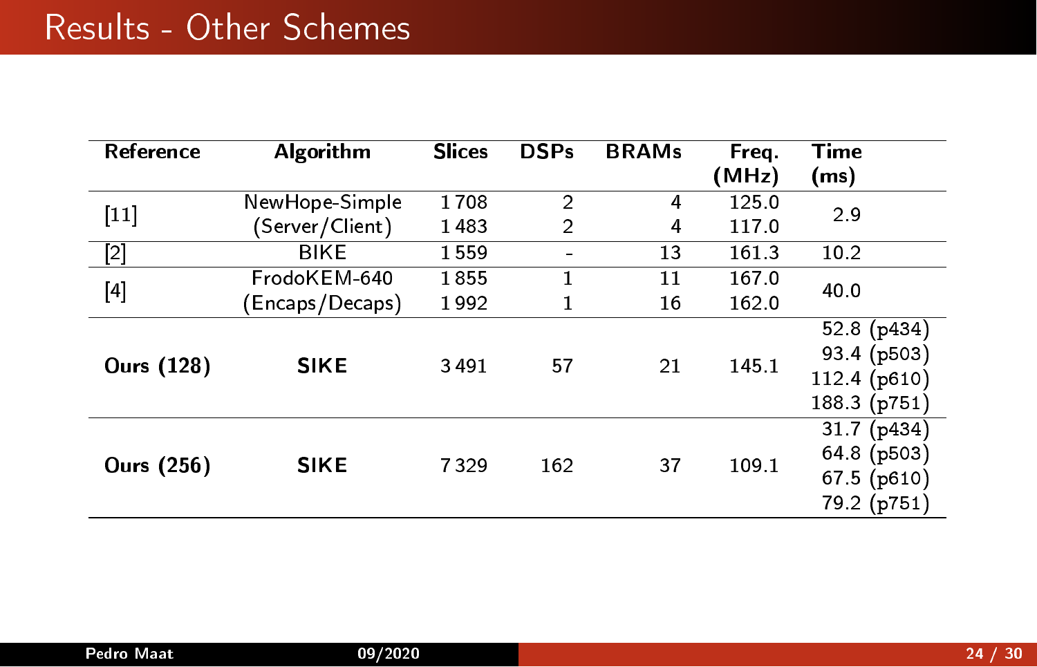# Results - Other Schemes

| Reference | Algorithm | Slices | DSPs | BRAMs | Freq. (MHz) | Time (ms) |
|---|---|---|---|---|---|---|
| [11] | NewHope-Simple (Server/Client) | 1 708<br>1 483 | 2<br>2 | 4<br>4 | 125.0<br>117.0 | 2.9 |
| [2] | BIKE | 1 559 | - | 13 | 161.3 | 10.2 |
| [4] | FrodoKEM-640 (Encaps/Decaps) | 1 855<br>1 992 | 1<br>1 | 11<br>16 | 167.0<br>162.0 | 40.0 |
| **Ours (128)** | **SIKE** | 3 491 | 57 | 21 | 145.1 | 52.8 (p434)<br>93.4 (p503)<br>112.4 (p610)<br>188.3 (p751) |
| **Ours (256)** | **SIKE** | 7 329 | 162 | 37 | 109.1 | 31.7 (p434)<br>64.8 (p503)<br>67.5 (p610)<br>79.2 (p751) |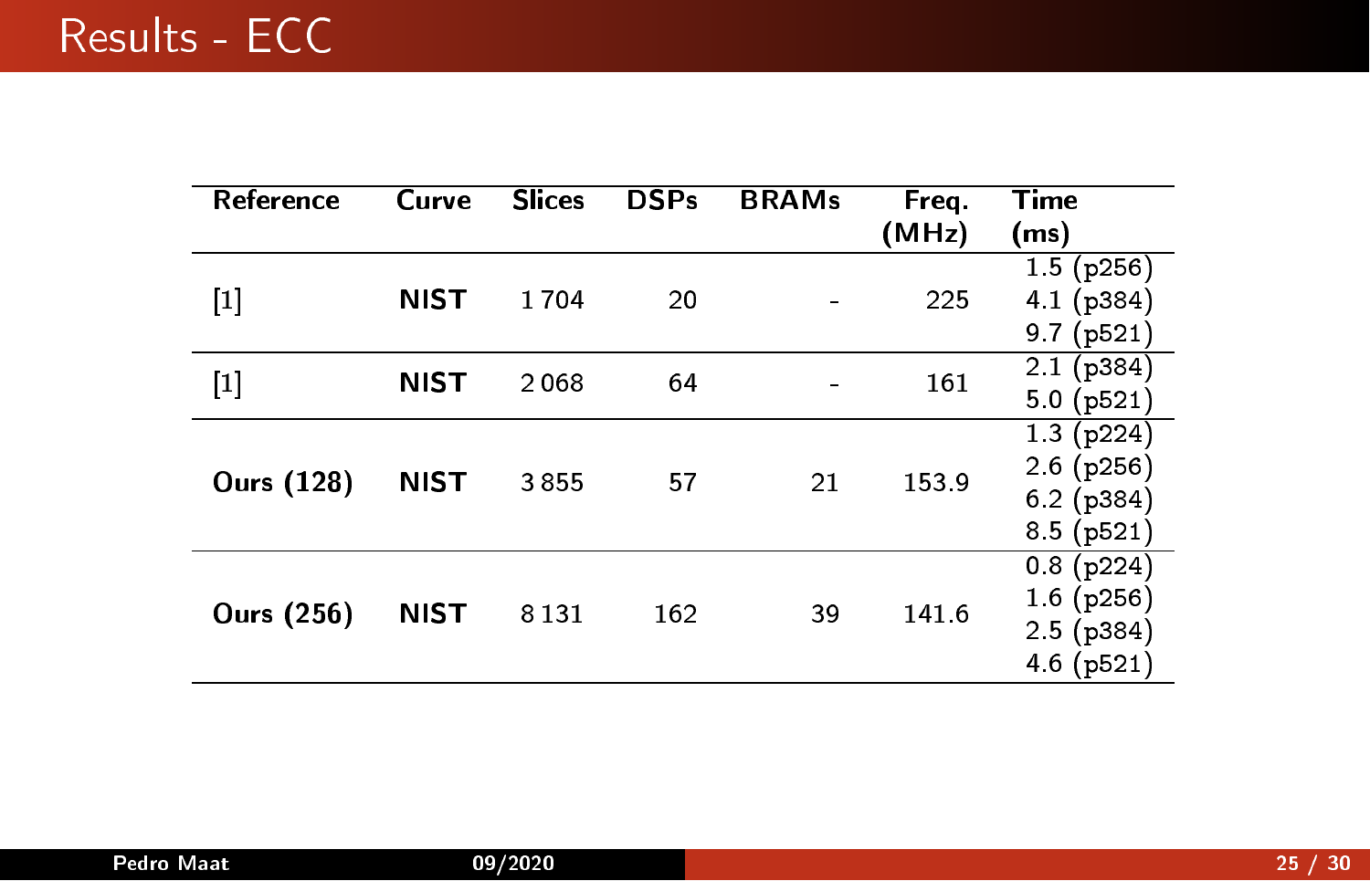# Results - ECC

| Reference | Curve | Slices | DSPs | BRAMs | Freq. (MHz) | Time (ms) |
|---|---|---|---|---|---|---|
| [1] | **NIST** | 1 704 | 20 | - | 225 | 1.5 (p256)<br>4.1 (p384)<br>9.7 (p521) |
| [1] | **NIST** | 2 068 | 64 | - | 161 | 2.1 (p384)<br>5.0 (p521) |
| **Ours (128)** | **NIST** | 3 855 | 57 | 21 | 153.9 | 1.3 (p224)<br>2.6 (p256)<br>6.2 (p384)<br>8.5 (p521) |
| **Ours (256)** | **NIST** | 8 131 | 162 | 39 | 141.6 | 0.8 (p224)<br>1.6 (p256)<br>2.5 (p384)<br>4.6 (p521) |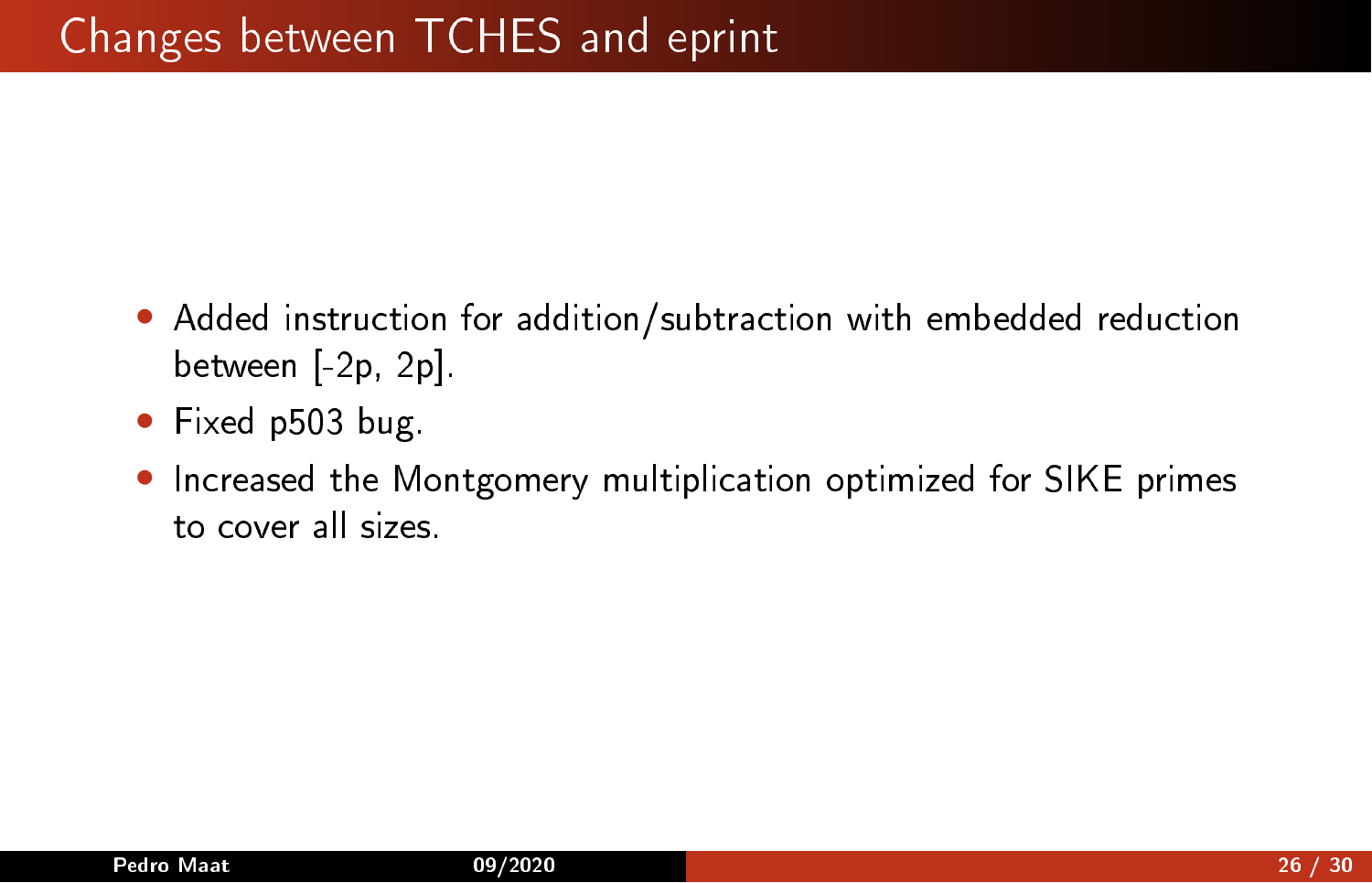# Changes between TCHES and eprint

- Added instruction for addition/subtraction with embedded reduction between [-2p, 2p].
- Fixed p503 bug.
- Increased the Montgomery multiplication optimized for SIKE primes to cover all sizes.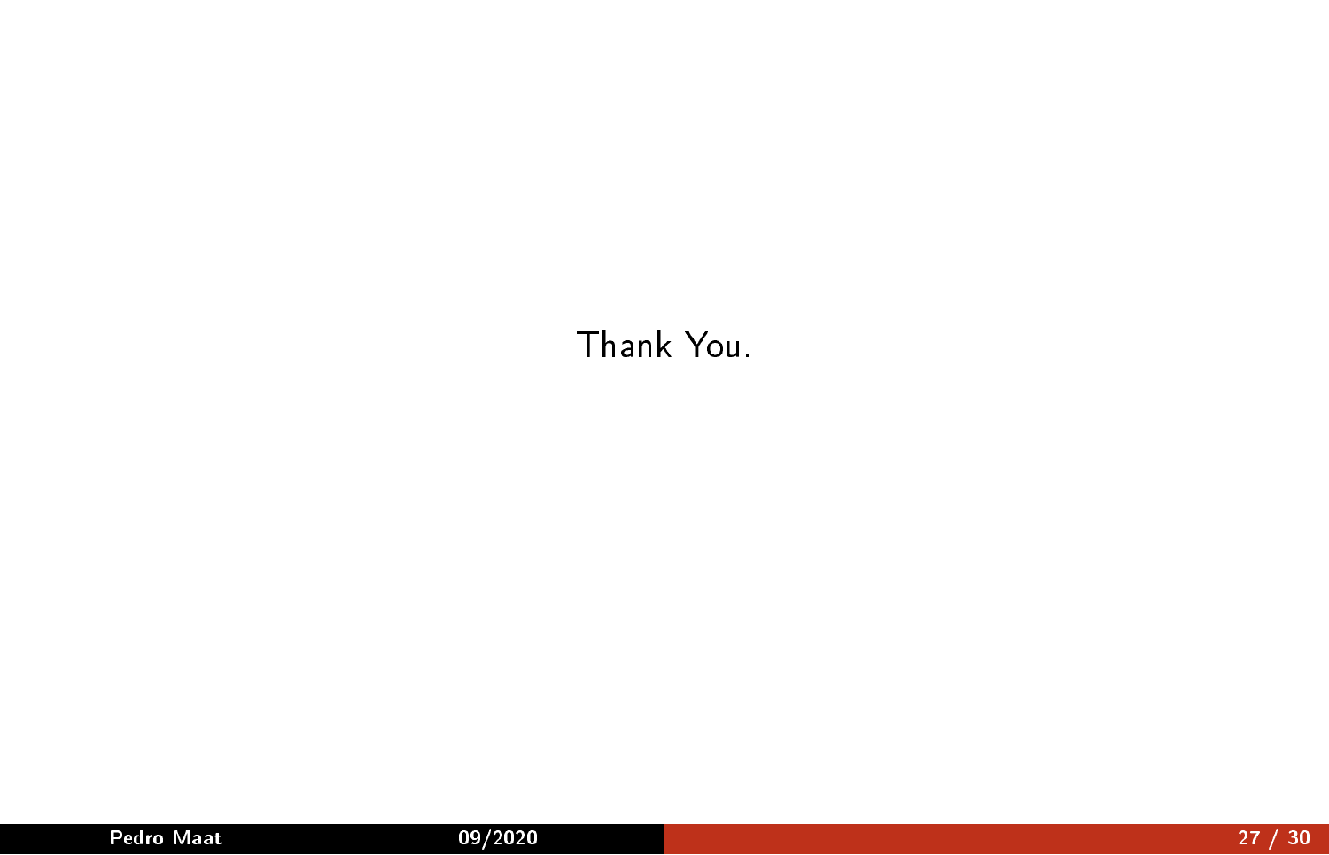Thank You.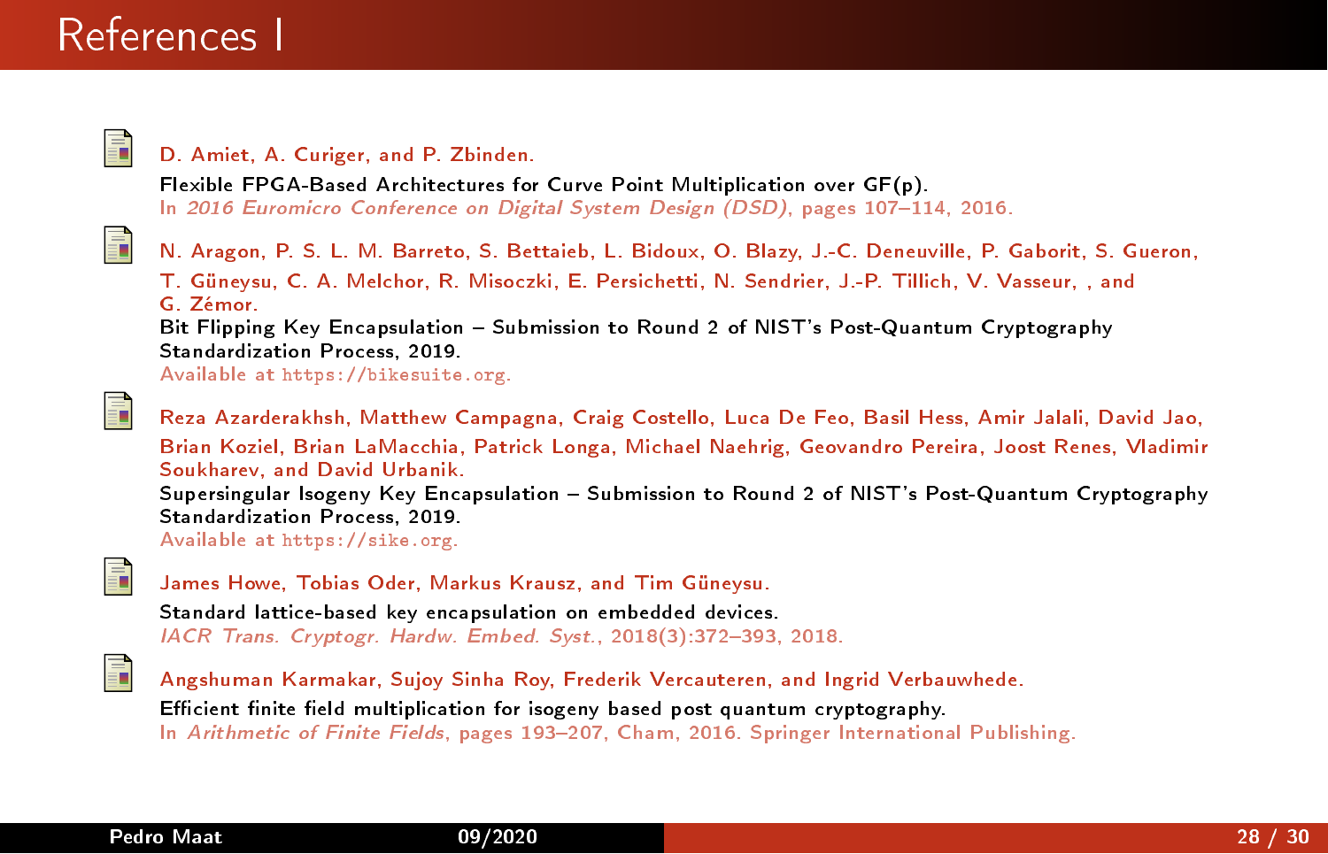# References I

- D. Amiet, A. Curiger, and P. Zbinden.
  Flexible FPGA-Based Architectures for Curve Point Multiplication over GF(p).
  In *2016 Euromicro Conference on Digital System Design (DSD)*, pages 107–114, 2016.

- N. Aragon, P. S. L. M. Barreto, S. Bettaieb, L. Bidoux, O. Blazy, J.-C. Deneuville, P. Gaborit, S. Gueron, T. Güneysu, C. A. Melchor, R. Misoczki, E. Persichetti, N. Sendrier, J.-P. Tillich, V. Vasseur, , and G. Zémor.
  Bit Flipping Key Encapsulation – Submission to Round 2 of NIST's Post-Quantum Cryptography Standardization Process, 2019.
  Available at `https://bikesuite.org`.

- Reza Azarderakhsh, Matthew Campagna, Craig Costello, Luca De Feo, Basil Hess, Amir Jalali, David Jao, Brian Koziel, Brian LaMacchia, Patrick Longa, Michael Naehrig, Geovandro Pereira, Joost Renes, Vladimir Soukharev, and David Urbanik.
  Supersingular Isogeny Key Encapsulation – Submission to Round 2 of NIST's Post-Quantum Cryptography Standardization Process, 2019.
  Available at `https://sike.org`.

- James Howe, Tobias Oder, Markus Krausz, and Tim Güneysu.
  Standard lattice-based key encapsulation on embedded devices.
  *IACR Trans. Cryptogr. Hardw. Embed. Syst.*, 2018(3):372–393, 2018.

- Angshuman Karmakar, Sujoy Sinha Roy, Frederik Vercauteren, and Ingrid Verbauwhede.
  Efficient finite field multiplication for isogeny based post quantum cryptography.
  In *Arithmetic of Finite Fields*, pages 193–207, Cham, 2016. Springer International Publishing.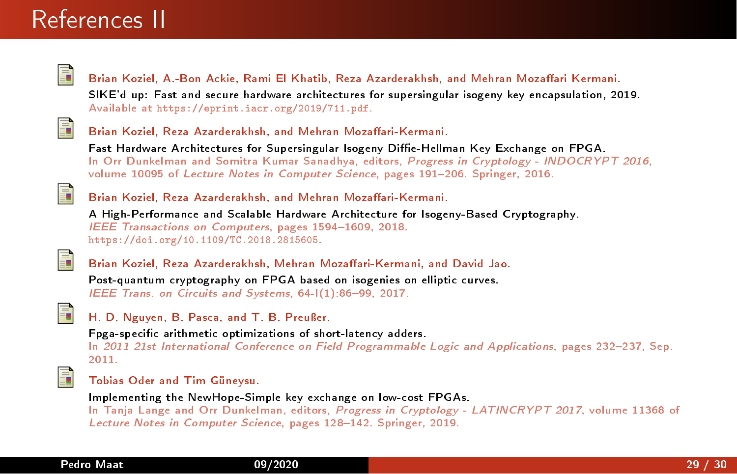# References II

Brian Koziel, A.-Bon Ackie, Rami El Khatib, Reza Azarderakhsh, and Mehran Mozaffari Kermani.
SIKE'd up: Fast and secure hardware architectures for supersingular isogeny key encapsulation, 2019.
Available at https://eprint.iacr.org/2019/711.pdf.

Brian Koziel, Reza Azarderakhsh, and Mehran Mozaffari-Kermani.
Fast Hardware Architectures for Supersingular Isogeny Diffie-Hellman Key Exchange on FPGA.
In Orr Dunkelman and Somitra Kumar Sanadhya, editors, *Progress in Cryptology - INDOCRYPT 2016*, volume 10095 of *Lecture Notes in Computer Science*, pages 191–206. Springer, 2016.

Brian Koziel, Reza Azarderakhsh, and Mehran Mozaffari-Kermani.
A High-Performance and Scalable Hardware Architecture for Isogeny-Based Cryptography.
*IEEE Transactions on Computers*, pages 1594–1609, 2018.
https://doi.org/10.1109/TC.2018.2815605.

Brian Koziel, Reza Azarderakhsh, Mehran Mozaffari-Kermani, and David Jao.
Post-quantum cryptography on FPGA based on isogenies on elliptic curves.
*IEEE Trans. on Circuits and Systems*, 64-I(1):86–99, 2017.

H. D. Nguyen, B. Pasca, and T. B. Preußer.
Fpga-specific arithmetic optimizations of short-latency adders.
In *2011 21st International Conference on Field Programmable Logic and Applications*, pages 232–237, Sep. 2011.

Tobias Oder and Tim Güneysu.
Implementing the NewHope-Simple key exchange on low-cost FPGAs.
In Tanja Lange and Orr Dunkelman, editors, *Progress in Cryptology - LATINCRYPT 2017*, volume 11368 of *Lecture Notes in Computer Science*, pages 128–142. Springer, 2019.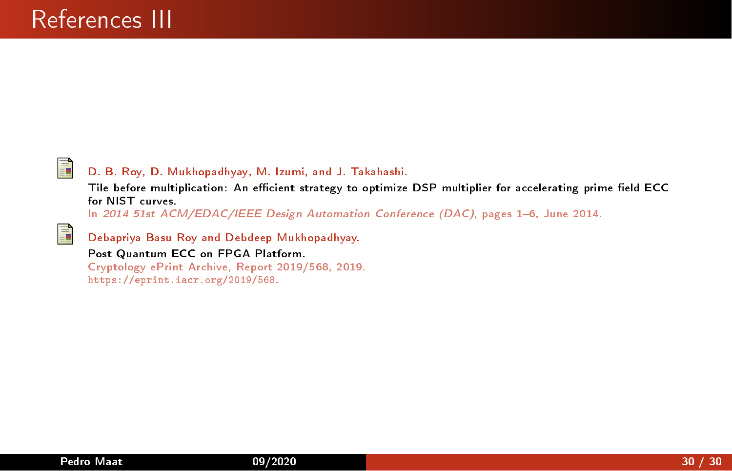# References III

- D. B. Roy, D. Mukhopadhyay, M. Izumi, and J. Takahashi.
  Tile before multiplication: An efficient strategy to optimize DSP multiplier for accelerating prime field ECC for NIST curves.
  In *2014 51st ACM/EDAC/IEEE Design Automation Conference (DAC)*, pages 1–6, June 2014.

- Debapriya Basu Roy and Debdeep Mukhopadhyay.
  Post Quantum ECC on FPGA Platform.
  Cryptology ePrint Archive, Report 2019/568, 2019.
  https://eprint.iacr.org/2019/568.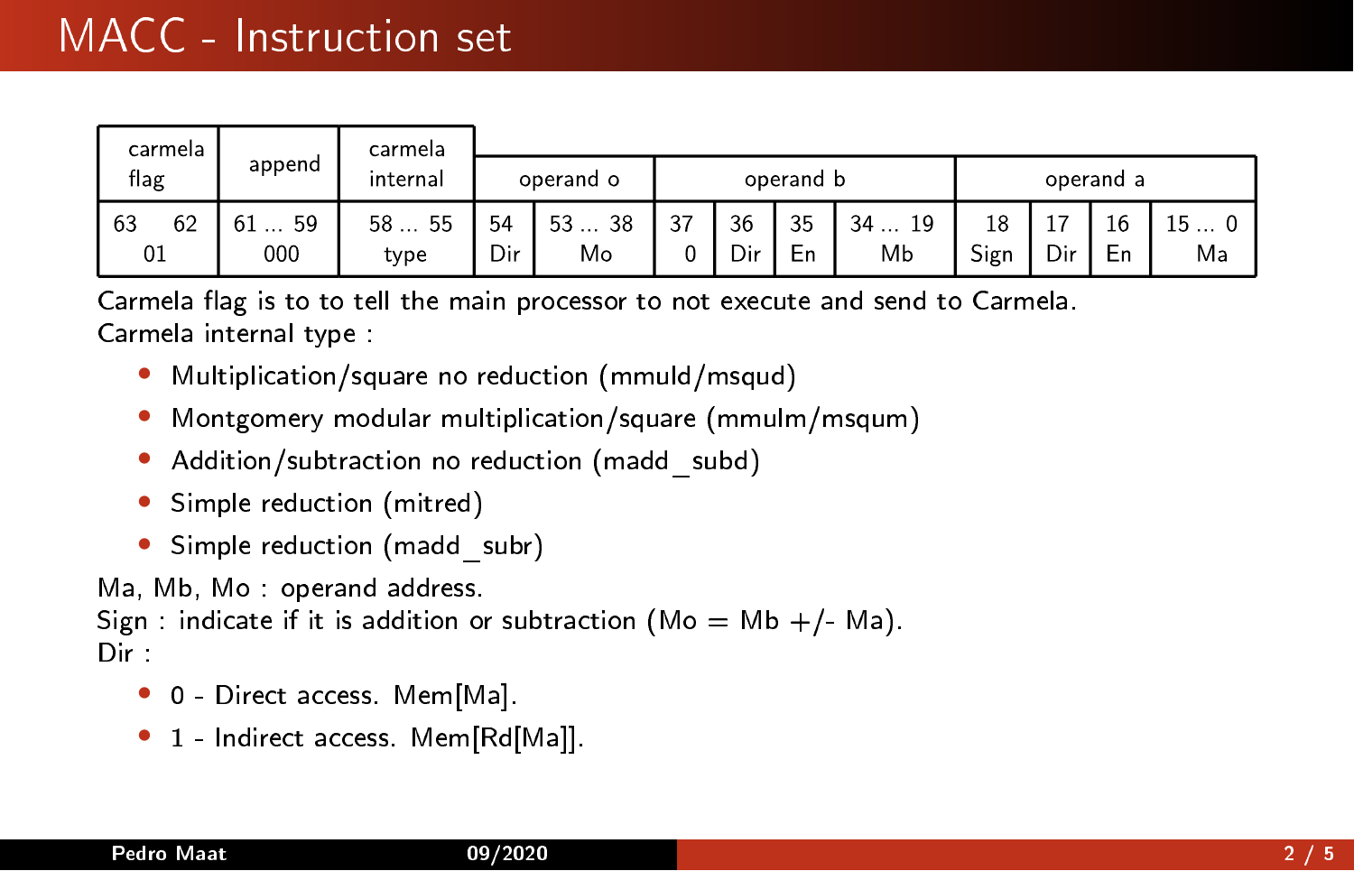# MACC - Instruction set

| carmela flag | | append | carmela internal | operand o | | operand b | | | | operand a | | | |
|---|---|---|---|---|---|---|---|---|---|---|---|---|---|
| 63 | 62 | 61 ... 59 | 58 ... 55 | 54 | 53 ... 38 | 37 | 36 | 35 | 34 ... 19 | 18 | 17 | 16 | 15 ... 0 |
| 01 | | 000 | type | Dir | Mo | 0 | Dir | En | Mb | Sign | Dir | En | Ma |

Carmela flag is to to tell the main processor to not execute and send to Carmela.
Carmela internal type :

- Multiplication/square no reduction (mmuld/msqud)
- Montgomery modular multiplication/square (mmulm/msqum)
- Addition/subtraction no reduction (madd_subd)
- Simple reduction (mitred)
- Simple reduction (madd_subr)

Ma, Mb, Mo : operand address.
Sign : indicate if it is addition or subtraction (Mo = Mb +/- Ma).
Dir :

- 0 - Direct access. Mem[Ma].
- 1 - Indirect access. Mem[Rd[Ma]].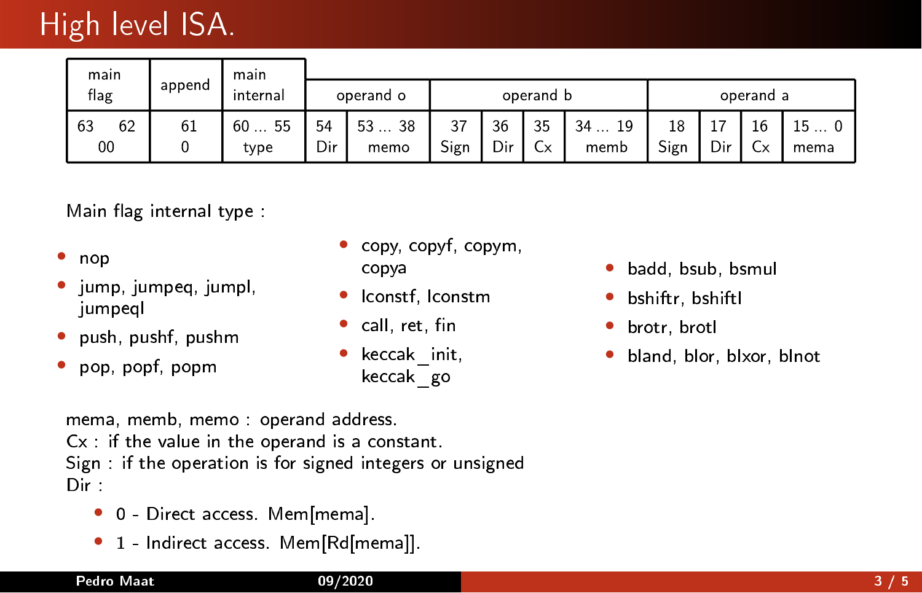# High level ISA.

| main flag | | append | main internal | operand o | | operand b | | | | operand a | | | |
|---|---|---|---|---|---|---|---|---|---|---|---|---|---|
| 63 | 62 | 61 | 60 ... 55 | 54 | 53 ... 38 | 37 | 36 | 35 | 34 ... 19 | 18 | 17 | 16 | 15 ... 0 |
| 00 | | 0 | type | Dir | memo | Sign | Dir | Cx | memb | Sign | Dir | Cx | mema |

Main flag internal type :

- nop
- jump, jumpeq, jumpl, jumpeql
- push, pushf, pushm
- pop, popf, popm
- copy, copyf, copym, copya
- lconstf, lconstm
- call, ret, fin
- keccak_init, keccak_go
- badd, bsub, bsmul
- bshiftr, bshiftl
- brotr, brotl
- bland, blor, blxor, blnot

mema, memb, memo : operand address.
Cx : if the value in the operand is a constant.
Sign : if the operation is for signed integers or unsigned
Dir :

- 0 - Direct access. Mem[mema].
- 1 - Indirect access. Mem[Rd[mema]].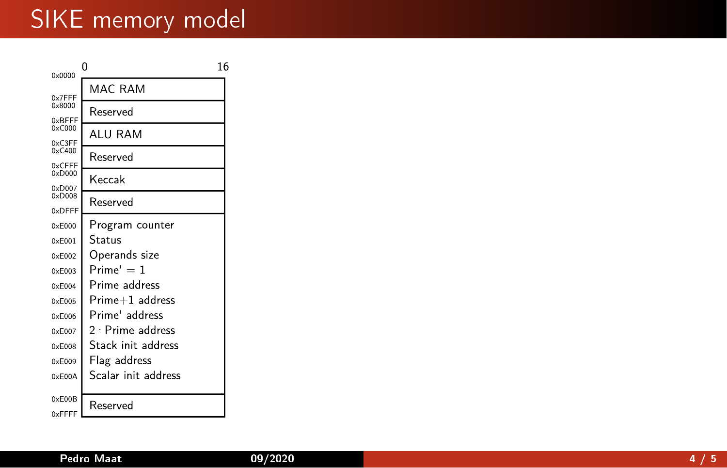# SIKE memory model

| Address | Contents (bits 0–16) |
| --- | --- |
| 0x0000 – 0x7FFF | MAC RAM |
| 0x8000 – 0xBFFF | Reserved |
| 0xC000 – 0xC3FF | ALU RAM |
| 0xC400 – 0xCFFF | Reserved |
| 0xD000 – 0xD007 | Keccak |
| 0xD008 – 0xDFFF | Reserved |
| 0xE000 | Program counter |
| 0xE001 | Status |
| 0xE002 | Operands size |
| 0xE003 | Prime' = 1 |
| 0xE004 | Prime address |
| 0xE005 | Prime+1 address |
| 0xE006 | Prime' address |
| 0xE007 | $2 \cdot$ Prime address |
| 0xE008 | Stack init address |
| 0xE009 | Flag address |
| 0xE00A | Scalar init address |
| 0xE00B – 0xFFFF | Reserved |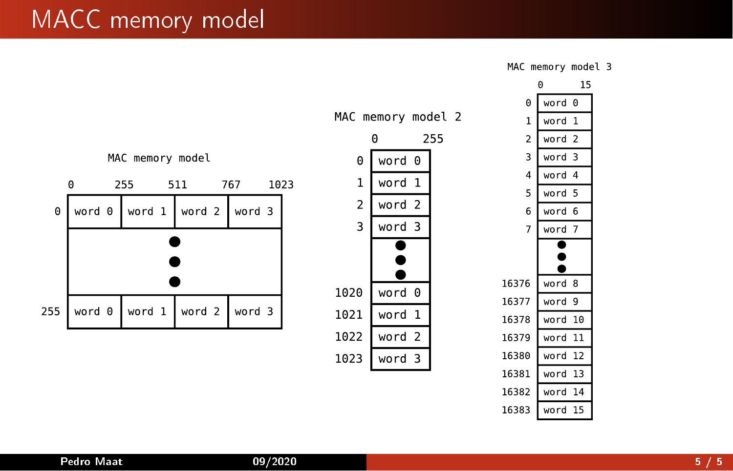# MACC memory model

MAC memory model

| | 0 | 255 | 511 | 767 | 1023 |
|---|---|---|---|---|---|
| 0 | word 0 | word 1 | word 2 | word 3 | |
| | ⋮ | | | | |
| 255 | word 0 | word 1 | word 2 | word 3 | |

MAC memory model 2

| | 0 255 |
|---|---|
| 0 | word 0 |
| 1 | word 1 |
| 2 | word 2 |
| 3 | word 3 |
| | ⋮ |
| 1020 | word 0 |
| 1021 | word 1 |
| 1022 | word 2 |
| 1023 | word 3 |

MAC memory model 3

| | 0 15 |
|---|---|
| 0 | word 0 |
| 1 | word 1 |
| 2 | word 2 |
| 3 | word 3 |
| 4 | word 4 |
| 5 | word 5 |
| 6 | word 6 |
| 7 | word 7 |
| | ⋮ |
| 16376 | word 8 |
| 16377 | word 9 |
| 16378 | word 10 |
| 16379 | word 11 |
| 16380 | word 12 |
| 16381 | word 13 |
| 16382 | word 14 |
| 16383 | word 15 |